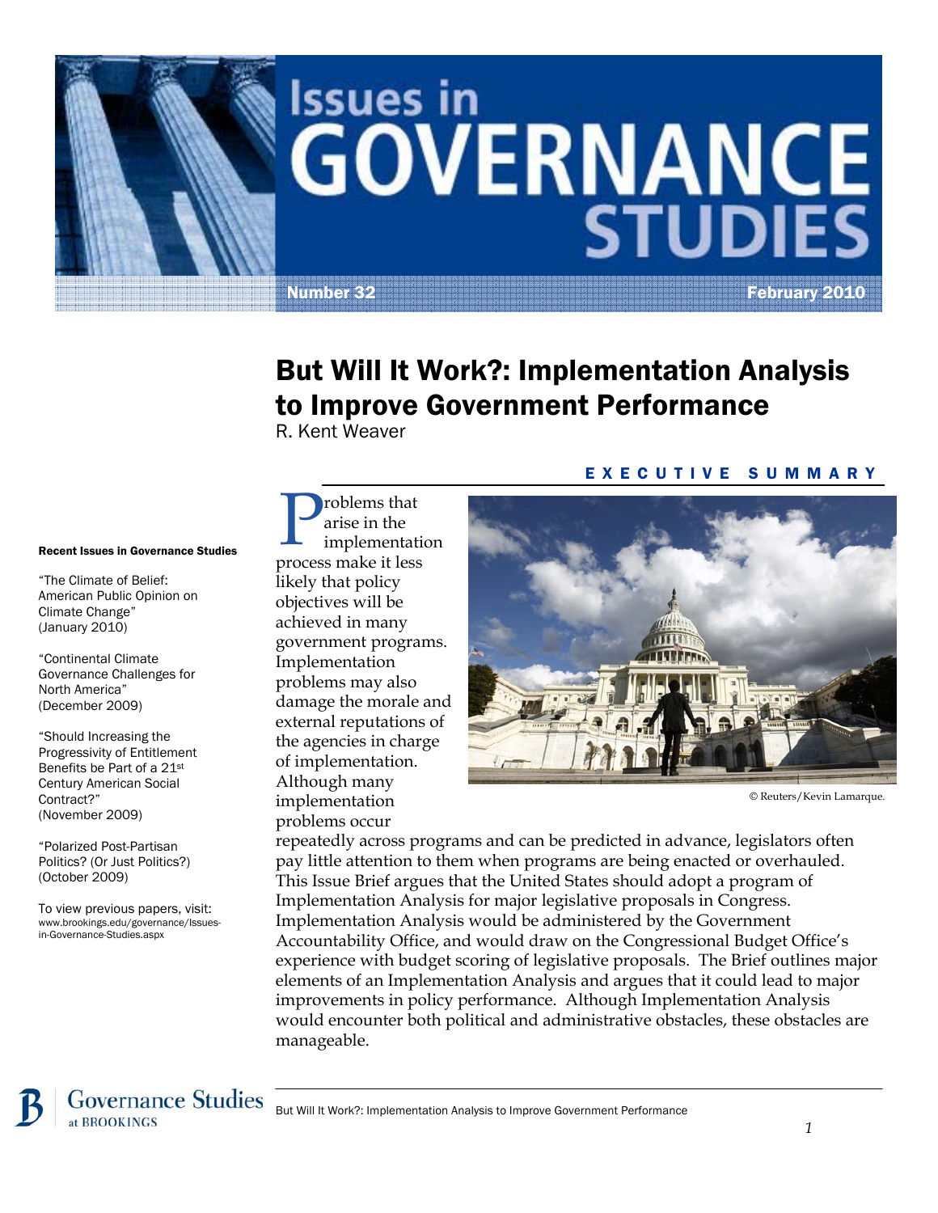# Issues in GOVERNANCE STUDIES

Number 32 — February 2010

## But Will It Work?: Implementation Analysis to Improve Government Performance

R. Kent Weaver

**Recent Issues in Governance Studies**

"The Climate of Belief: American Public Opinion on Climate Change" (January 2010)

"Continental Climate Governance Challenges for North America" (December 2009)

"Should Increasing the Progressivity of Entitlement Benefits be Part of a 21st Century American Social Contract?" (November 2009)

"Polarized Post-Partisan Politics? (Or Just Politics?) (October 2009)

To view previous papers, visit: www.brookings.edu/governance/Issues-in-Governance-Studies.aspx

### EXECUTIVE SUMMARY

Problems that arise in the implementation process make it less likely that policy objectives will be achieved in many government programs. Implementation problems may also damage the morale and external reputations of the agencies in charge of implementation. Although many implementation problems occur repeatedly across programs and can be predicted in advance, legislators often pay little attention to them when programs are being enacted or overhauled. This Issue Brief argues that the United States should adopt a program of Implementation Analysis for major legislative proposals in Congress. Implementation Analysis would be administered by the Government Accountability Office, and would draw on the Congressional Budget Office's experience with budget scoring of legislative proposals. The Brief outlines major elements of an Implementation Analysis and argues that it could lead to major improvements in policy performance. Although Implementation Analysis would encounter both political and administrative obstacles, these obstacles are manageable.

© Reuters/Kevin Lamarque.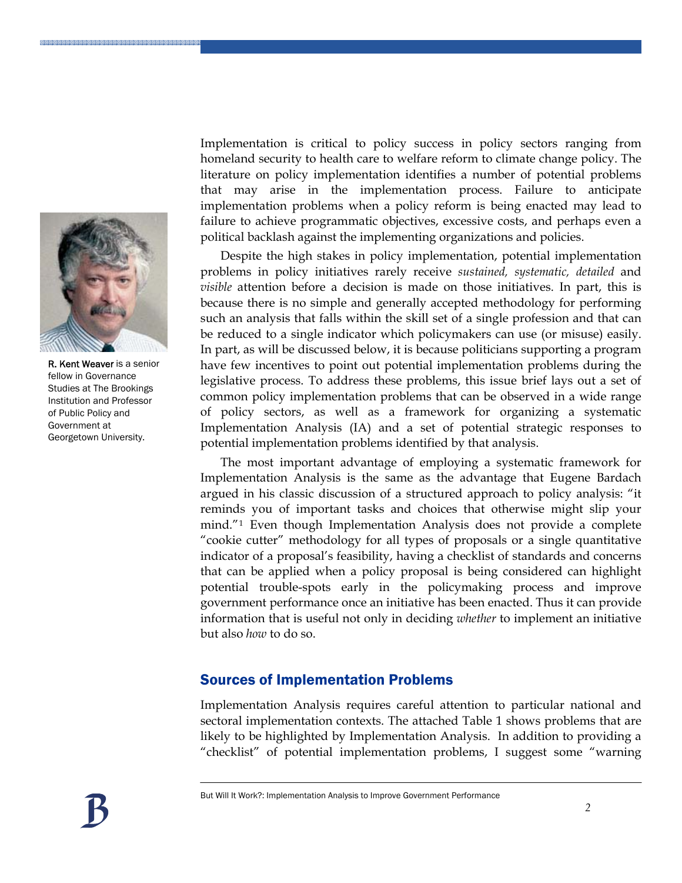**R. Kent Weaver** is a senior fellow in Governance Studies at The Brookings Institution and Professor of Public Policy and Government at Georgetown University.

Implementation is critical to policy success in policy sectors ranging from homeland security to health care to welfare reform to climate change policy. The literature on policy implementation identifies a number of potential problems that may arise in the implementation process. Failure to anticipate implementation problems when a policy reform is being enacted may lead to failure to achieve programmatic objectives, excessive costs, and perhaps even a political backlash against the implementing organizations and policies.

Despite the high stakes in policy implementation, potential implementation problems in policy initiatives rarely receive *sustained, systematic, detailed* and *visible* attention before a decision is made on those initiatives. In part, this is because there is no simple and generally accepted methodology for performing such an analysis that falls within the skill set of a single profession and that can be reduced to a single indicator which policymakers can use (or misuse) easily. In part, as will be discussed below, it is because politicians supporting a program have few incentives to point out potential implementation problems during the legislative process. To address these problems, this issue brief lays out a set of common policy implementation problems that can be observed in a wide range of policy sectors, as well as a framework for organizing a systematic Implementation Analysis (IA) and a set of potential strategic responses to potential implementation problems identified by that analysis.

The most important advantage of employing a systematic framework for Implementation Analysis is the same as the advantage that Eugene Bardach argued in his classic discussion of a structured approach to policy analysis: "it reminds you of important tasks and choices that otherwise might slip your mind."[1] Even though Implementation Analysis does not provide a complete "cookie cutter" methodology for all types of proposals or a single quantitative indicator of a proposal's feasibility, having a checklist of standards and concerns that can be applied when a policy proposal is being considered can highlight potential trouble-spots early in the policymaking process and improve government performance once an initiative has been enacted. Thus it can provide information that is useful not only in deciding *whether* to implement an initiative but also *how* to do so.

## Sources of Implementation Problems

Implementation Analysis requires careful attention to particular national and sectoral implementation contexts. The attached Table 1 shows problems that are likely to be highlighted by Implementation Analysis. In addition to providing a "checklist" of potential implementation problems, I suggest some "warning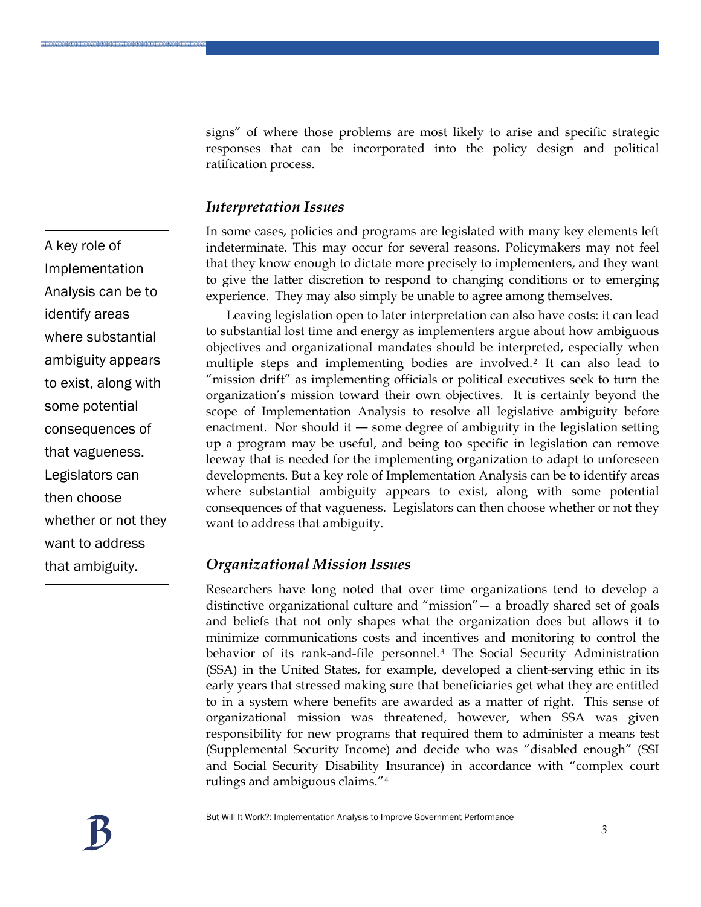signs" of where those problems are most likely to arise and specific strategic responses that can be incorporated into the policy design and political ratification process.

### *Interpretation Issues*

> A key role of Implementation Analysis can be to identify areas where substantial ambiguity appears to exist, along with some potential consequences of that vagueness. Legislators can then choose whether or not they want to address that ambiguity.

In some cases, policies and programs are legislated with many key elements left indeterminate. This may occur for several reasons. Policymakers may not feel that they know enough to dictate more precisely to implementers, and they want to give the latter discretion to respond to changing conditions or to emerging experience. They may also simply be unable to agree among themselves.

Leaving legislation open to later interpretation can also have costs: it can lead to substantial lost time and energy as implementers argue about how ambiguous objectives and organizational mandates should be interpreted, especially when multiple steps and implementing bodies are involved.[2] It can also lead to "mission drift" as implementing officials or political executives seek to turn the organization's mission toward their own objectives. It is certainly beyond the scope of Implementation Analysis to resolve all legislative ambiguity before enactment. Nor should it — some degree of ambiguity in the legislation setting up a program may be useful, and being too specific in legislation can remove leeway that is needed for the implementing organization to adapt to unforeseen developments. But a key role of Implementation Analysis can be to identify areas where substantial ambiguity appears to exist, along with some potential consequences of that vagueness. Legislators can then choose whether or not they want to address that ambiguity.

### *Organizational Mission Issues*

Researchers have long noted that over time organizations tend to develop a distinctive organizational culture and "mission"— a broadly shared set of goals and beliefs that not only shapes what the organization does but allows it to minimize communications costs and incentives and monitoring to control the behavior of its rank-and-file personnel.[3] The Social Security Administration (SSA) in the United States, for example, developed a client-serving ethic in its early years that stressed making sure that beneficiaries get what they are entitled to in a system where benefits are awarded as a matter of right. This sense of organizational mission was threatened, however, when SSA was given responsibility for new programs that required them to administer a means test (Supplemental Security Income) and decide who was "disabled enough" (SSI and Social Security Disability Insurance) in accordance with "complex court rulings and ambiguous claims."[4]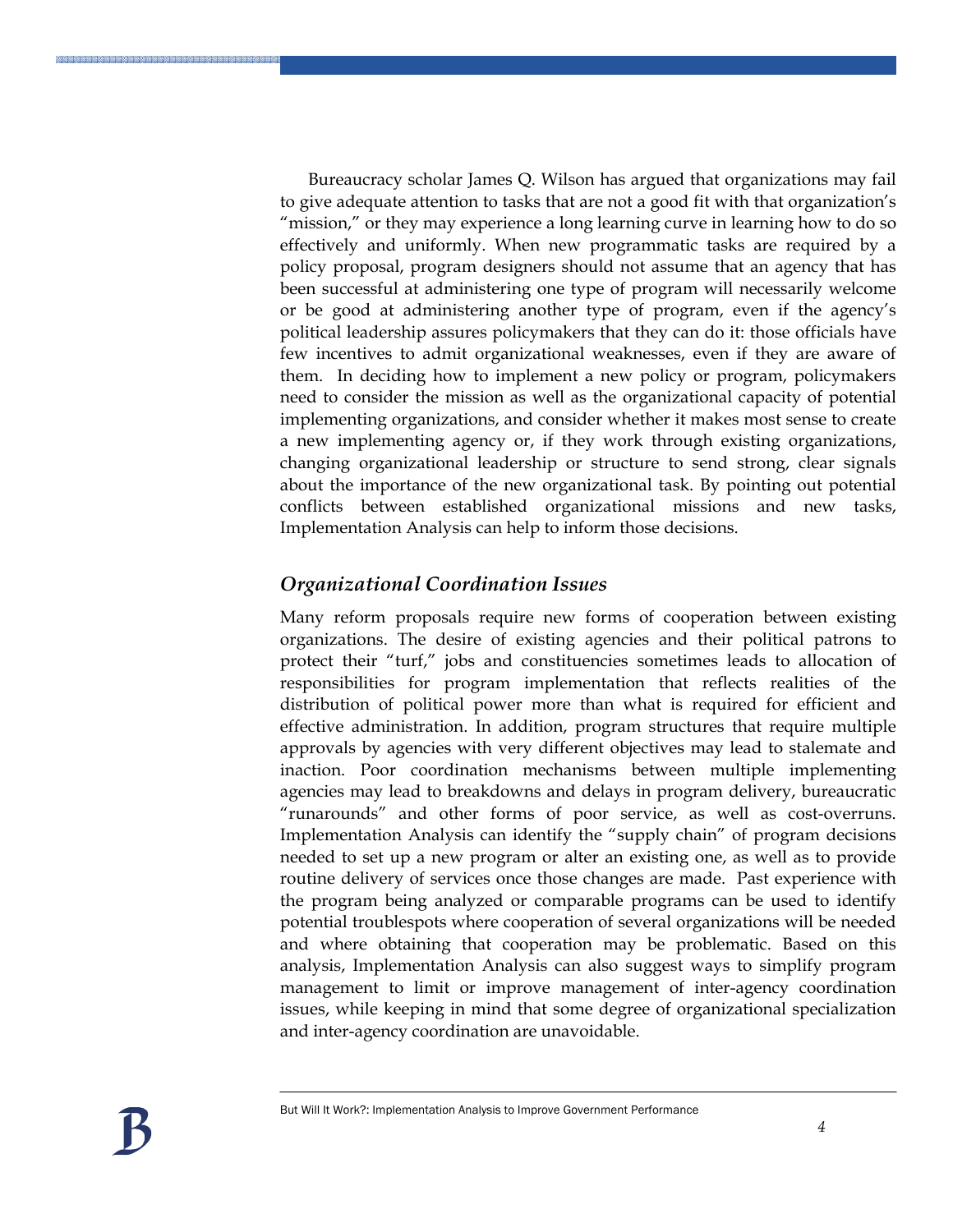Bureaucracy scholar James Q. Wilson has argued that organizations may fail to give adequate attention to tasks that are not a good fit with that organization's "mission," or they may experience a long learning curve in learning how to do so effectively and uniformly. When new programmatic tasks are required by a policy proposal, program designers should not assume that an agency that has been successful at administering one type of program will necessarily welcome or be good at administering another type of program, even if the agency's political leadership assures policymakers that they can do it: those officials have few incentives to admit organizational weaknesses, even if they are aware of them. In deciding how to implement a new policy or program, policymakers need to consider the mission as well as the organizational capacity of potential implementing organizations, and consider whether it makes most sense to create a new implementing agency or, if they work through existing organizations, changing organizational leadership or structure to send strong, clear signals about the importance of the new organizational task. By pointing out potential conflicts between established organizational missions and new tasks, Implementation Analysis can help to inform those decisions.

### *Organizational Coordination Issues*

Many reform proposals require new forms of cooperation between existing organizations. The desire of existing agencies and their political patrons to protect their "turf," jobs and constituencies sometimes leads to allocation of responsibilities for program implementation that reflects realities of the distribution of political power more than what is required for efficient and effective administration. In addition, program structures that require multiple approvals by agencies with very different objectives may lead to stalemate and inaction. Poor coordination mechanisms between multiple implementing agencies may lead to breakdowns and delays in program delivery, bureaucratic "runarounds" and other forms of poor service, as well as cost-overruns. Implementation Analysis can identify the "supply chain" of program decisions needed to set up a new program or alter an existing one, as well as to provide routine delivery of services once those changes are made. Past experience with the program being analyzed or comparable programs can be used to identify potential troublespots where cooperation of several organizations will be needed and where obtaining that cooperation may be problematic. Based on this analysis, Implementation Analysis can also suggest ways to simplify program management to limit or improve management of inter-agency coordination issues, while keeping in mind that some degree of organizational specialization and inter-agency coordination are unavoidable.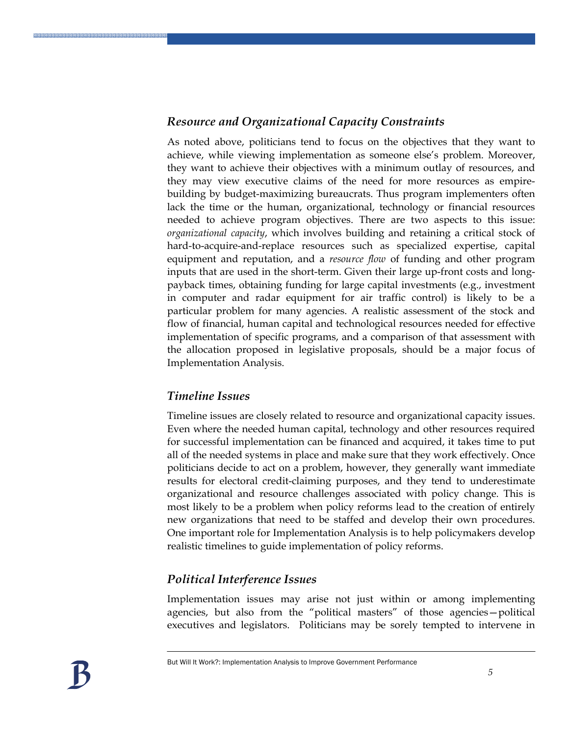### *Resource and Organizational Capacity Constraints*

As noted above, politicians tend to focus on the objectives that they want to achieve, while viewing implementation as someone else's problem. Moreover, they want to achieve their objectives with a minimum outlay of resources, and they may view executive claims of the need for more resources as empire-building by budget-maximizing bureaucrats. Thus program implementers often lack the time or the human, organizational, technology or financial resources needed to achieve program objectives. There are two aspects to this issue: *organizational capacity*, which involves building and retaining a critical stock of hard-to-acquire-and-replace resources such as specialized expertise, capital equipment and reputation, and a *resource flow* of funding and other program inputs that are used in the short-term. Given their large up-front costs and long-payback times, obtaining funding for large capital investments (e.g., investment in computer and radar equipment for air traffic control) is likely to be a particular problem for many agencies. A realistic assessment of the stock and flow of financial, human capital and technological resources needed for effective implementation of specific programs, and a comparison of that assessment with the allocation proposed in legislative proposals, should be a major focus of Implementation Analysis.

### *Timeline Issues*

Timeline issues are closely related to resource and organizational capacity issues. Even where the needed human capital, technology and other resources required for successful implementation can be financed and acquired, it takes time to put all of the needed systems in place and make sure that they work effectively. Once politicians decide to act on a problem, however, they generally want immediate results for electoral credit-claiming purposes, and they tend to underestimate organizational and resource challenges associated with policy change. This is most likely to be a problem when policy reforms lead to the creation of entirely new organizations that need to be staffed and develop their own procedures. One important role for Implementation Analysis is to help policymakers develop realistic timelines to guide implementation of policy reforms.

### *Political Interference Issues*

Implementation issues may arise not just within or among implementing agencies, but also from the "political masters" of those agencies—political executives and legislators. Politicians may be sorely tempted to intervene in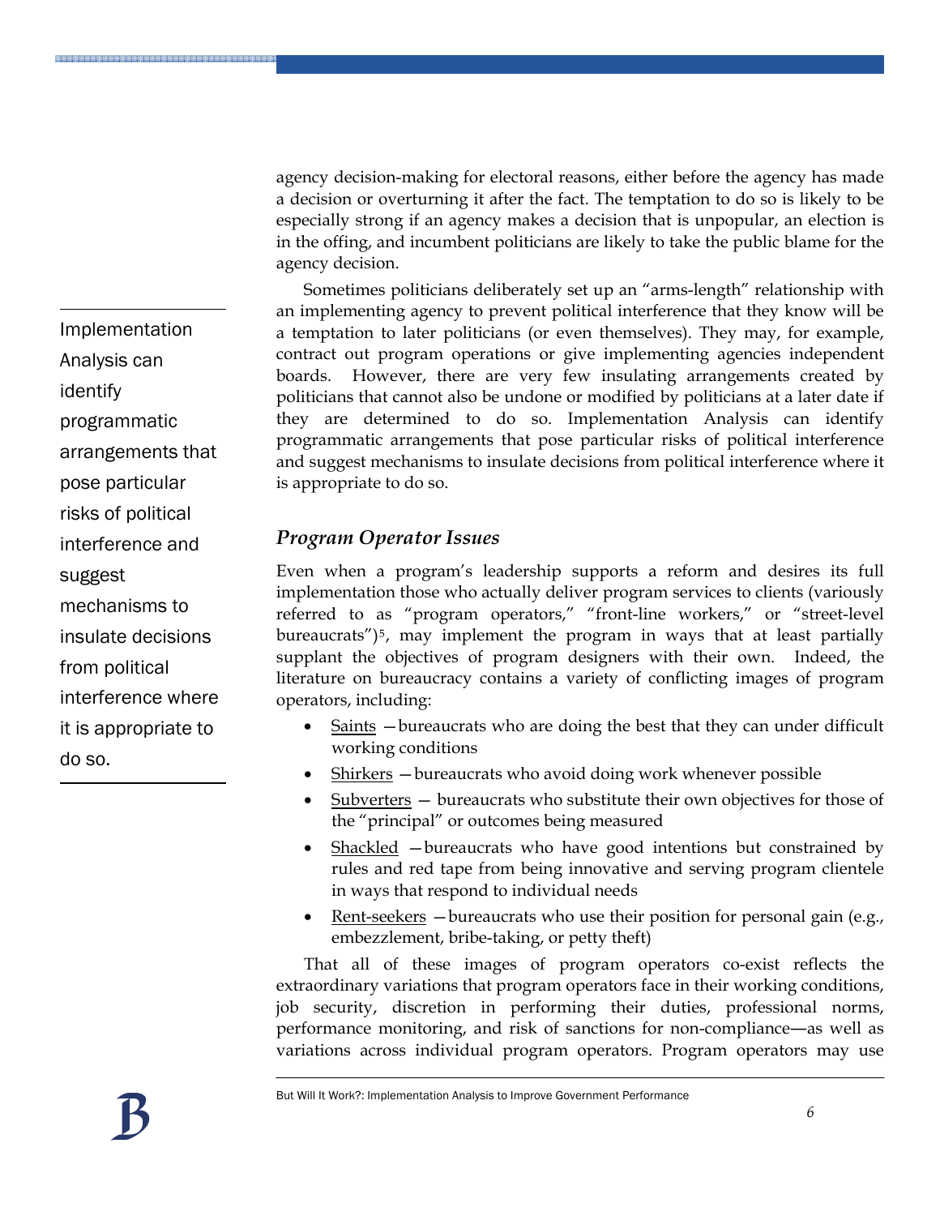agency decision-making for electoral reasons, either before the agency has made a decision or overturning it after the fact. The temptation to do so is likely to be especially strong if an agency makes a decision that is unpopular, an election is in the offing, and incumbent politicians are likely to take the public blame for the agency decision.

> Implementation Analysis can identify programmatic arrangements that pose particular risks of political interference and suggest mechanisms to insulate decisions from political interference where it is appropriate to do so.

Sometimes politicians deliberately set up an "arms-length" relationship with an implementing agency to prevent political interference that they know will be a temptation to later politicians (or even themselves). They may, for example, contract out program operations or give implementing agencies independent boards. However, there are very few insulating arrangements created by politicians that cannot also be undone or modified by politicians at a later date if they are determined to do so. Implementation Analysis can identify programmatic arrangements that pose particular risks of political interference and suggest mechanisms to insulate decisions from political interference where it is appropriate to do so.

### *Program Operator Issues*

Even when a program's leadership supports a reform and desires its full implementation those who actually deliver program services to clients (variously referred to as "program operators," "front-line workers," or "street-level bureaucrats")[5], may implement the program in ways that at least partially supplant the objectives of program designers with their own. Indeed, the literature on bureaucracy contains a variety of conflicting images of program operators, including:

- <u>Saints</u> —bureaucrats who are doing the best that they can under difficult working conditions
- <u>Shirkers</u> —bureaucrats who avoid doing work whenever possible
- <u>Subverters</u> — bureaucrats who substitute their own objectives for those of the "principal" or outcomes being measured
- <u>Shackled</u> —bureaucrats who have good intentions but constrained by rules and red tape from being innovative and serving program clientele in ways that respond to individual needs
- <u>Rent-seekers</u> —bureaucrats who use their position for personal gain (e.g., embezzlement, bribe-taking, or petty theft)

That all of these images of program operators co-exist reflects the extraordinary variations that program operators face in their working conditions, job security, discretion in performing their duties, professional norms, performance monitoring, and risk of sanctions for non-compliance—as well as variations across individual program operators. Program operators may use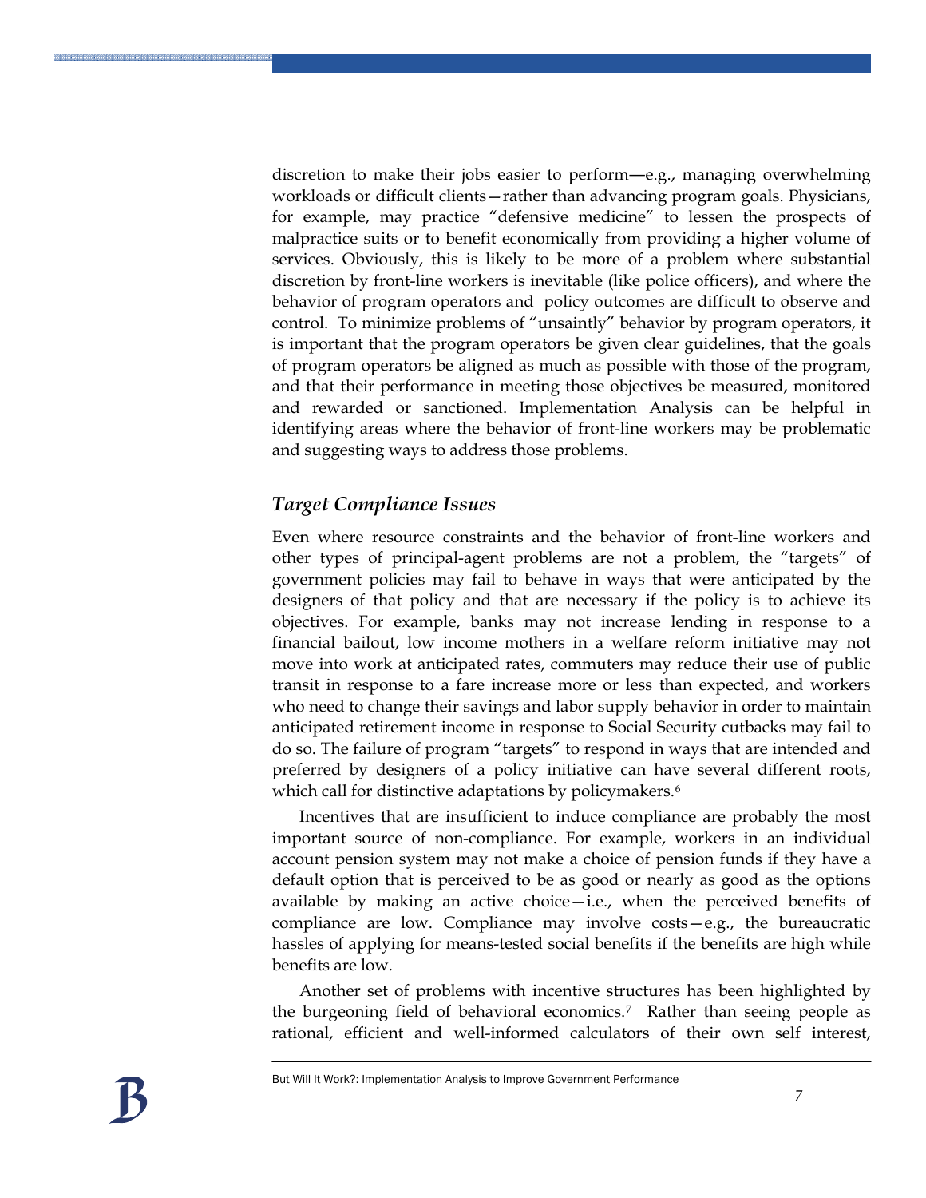discretion to make their jobs easier to perform—e.g., managing overwhelming workloads or difficult clients—rather than advancing program goals. Physicians, for example, may practice "defensive medicine" to lessen the prospects of malpractice suits or to benefit economically from providing a higher volume of services. Obviously, this is likely to be more of a problem where substantial discretion by front-line workers is inevitable (like police officers), and where the behavior of program operators and policy outcomes are difficult to observe and control. To minimize problems of "unsaintly" behavior by program operators, it is important that the program operators be given clear guidelines, that the goals of program operators be aligned as much as possible with those of the program, and that their performance in meeting those objectives be measured, monitored and rewarded or sanctioned. Implementation Analysis can be helpful in identifying areas where the behavior of front-line workers may be problematic and suggesting ways to address those problems.

### *Target Compliance Issues*

Even where resource constraints and the behavior of front-line workers and other types of principal-agent problems are not a problem, the "targets" of government policies may fail to behave in ways that were anticipated by the designers of that policy and that are necessary if the policy is to achieve its objectives. For example, banks may not increase lending in response to a financial bailout, low income mothers in a welfare reform initiative may not move into work at anticipated rates, commuters may reduce their use of public transit in response to a fare increase more or less than expected, and workers who need to change their savings and labor supply behavior in order to maintain anticipated retirement income in response to Social Security cutbacks may fail to do so. The failure of program "targets" to respond in ways that are intended and preferred by designers of a policy initiative can have several different roots, which call for distinctive adaptations by policymakers.[6]

Incentives that are insufficient to induce compliance are probably the most important source of non-compliance. For example, workers in an individual account pension system may not make a choice of pension funds if they have a default option that is perceived to be as good or nearly as good as the options available by making an active choice—i.e., when the perceived benefits of compliance are low. Compliance may involve costs—e.g., the bureaucratic hassles of applying for means-tested social benefits if the benefits are high while benefits are low.

Another set of problems with incentive structures has been highlighted by the burgeoning field of behavioral economics.[7] Rather than seeing people as rational, efficient and well-informed calculators of their own self interest,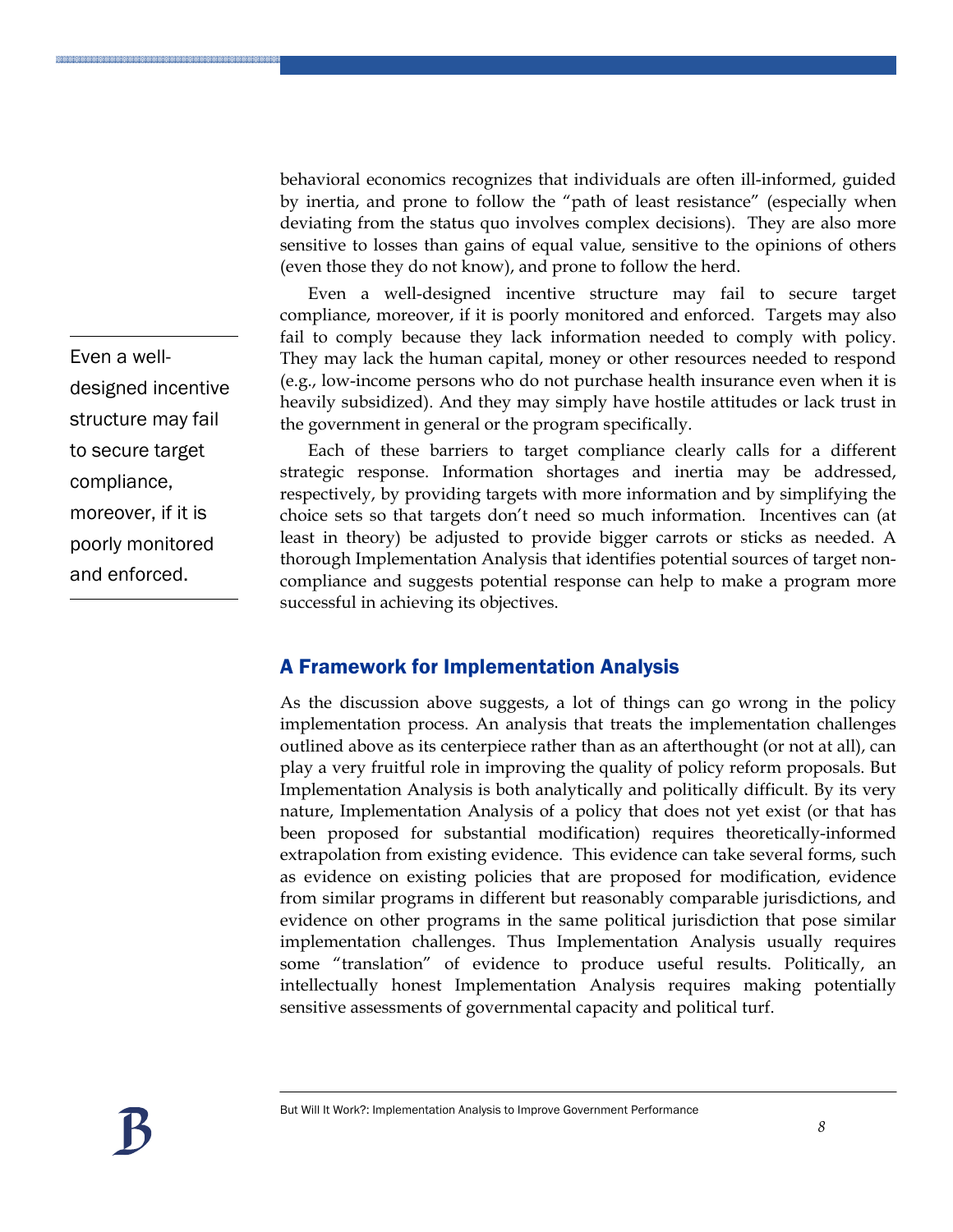behavioral economics recognizes that individuals are often ill-informed, guided by inertia, and prone to follow the "path of least resistance" (especially when deviating from the status quo involves complex decisions). They are also more sensitive to losses than gains of equal value, sensitive to the opinions of others (even those they do not know), and prone to follow the herd.

Even a well-designed incentive structure may fail to secure target compliance, moreover, if it is poorly monitored and enforced. Targets may also fail to comply because they lack information needed to comply with policy. They may lack the human capital, money or other resources needed to respond (e.g., low-income persons who do not purchase health insurance even when it is heavily subsidized). And they may simply have hostile attitudes or lack trust in the government in general or the program specifically.

> Even a well-designed incentive structure may fail to secure target compliance, moreover, if it is poorly monitored and enforced.

Each of these barriers to target compliance clearly calls for a different strategic response. Information shortages and inertia may be addressed, respectively, by providing targets with more information and by simplifying the choice sets so that targets don't need so much information. Incentives can (at least in theory) be adjusted to provide bigger carrots or sticks as needed. A thorough Implementation Analysis that identifies potential sources of target non-compliance and suggests potential response can help to make a program more successful in achieving its objectives.

## A Framework for Implementation Analysis

As the discussion above suggests, a lot of things can go wrong in the policy implementation process. An analysis that treats the implementation challenges outlined above as its centerpiece rather than as an afterthought (or not at all), can play a very fruitful role in improving the quality of policy reform proposals. But Implementation Analysis is both analytically and politically difficult. By its very nature, Implementation Analysis of a policy that does not yet exist (or that has been proposed for substantial modification) requires theoretically-informed extrapolation from existing evidence. This evidence can take several forms, such as evidence on existing policies that are proposed for modification, evidence from similar programs in different but reasonably comparable jurisdictions, and evidence on other programs in the same political jurisdiction that pose similar implementation challenges. Thus Implementation Analysis usually requires some "translation" of evidence to produce useful results. Politically, an intellectually honest Implementation Analysis requires making potentially sensitive assessments of governmental capacity and political turf.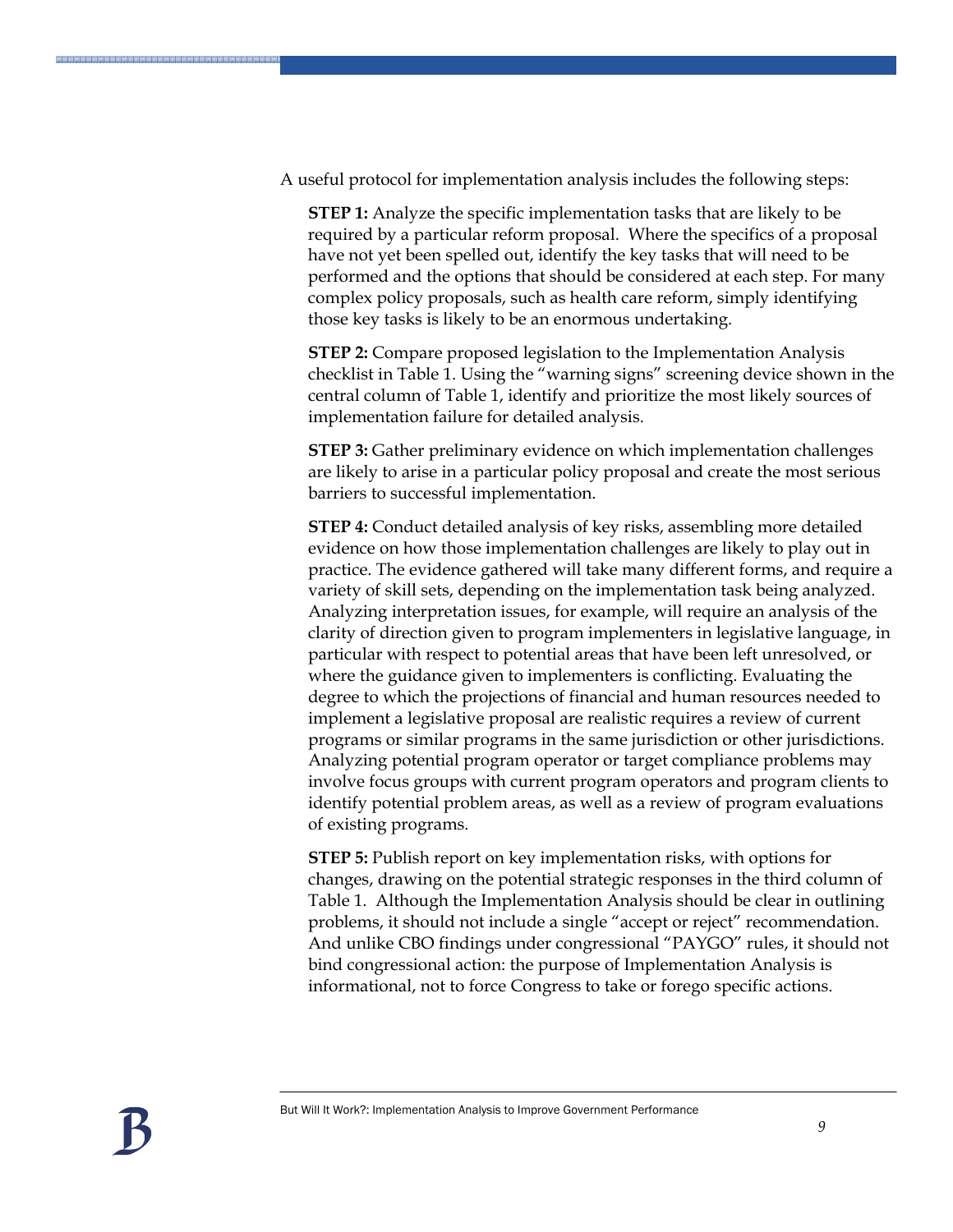A useful protocol for implementation analysis includes the following steps:

**STEP 1:** Analyze the specific implementation tasks that are likely to be required by a particular reform proposal. Where the specifics of a proposal have not yet been spelled out, identify the key tasks that will need to be performed and the options that should be considered at each step. For many complex policy proposals, such as health care reform, simply identifying those key tasks is likely to be an enormous undertaking.

**STEP 2:** Compare proposed legislation to the Implementation Analysis checklist in Table 1. Using the "warning signs" screening device shown in the central column of Table 1, identify and prioritize the most likely sources of implementation failure for detailed analysis.

**STEP 3:** Gather preliminary evidence on which implementation challenges are likely to arise in a particular policy proposal and create the most serious barriers to successful implementation.

**STEP 4:** Conduct detailed analysis of key risks, assembling more detailed evidence on how those implementation challenges are likely to play out in practice. The evidence gathered will take many different forms, and require a variety of skill sets, depending on the implementation task being analyzed. Analyzing interpretation issues, for example, will require an analysis of the clarity of direction given to program implementers in legislative language, in particular with respect to potential areas that have been left unresolved, or where the guidance given to implementers is conflicting. Evaluating the degree to which the projections of financial and human resources needed to implement a legislative proposal are realistic requires a review of current programs or similar programs in the same jurisdiction or other jurisdictions. Analyzing potential program operator or target compliance problems may involve focus groups with current program operators and program clients to identify potential problem areas, as well as a review of program evaluations of existing programs.

**STEP 5:** Publish report on key implementation risks, with options for changes, drawing on the potential strategic responses in the third column of Table 1. Although the Implementation Analysis should be clear in outlining problems, it should not include a single "accept or reject" recommendation. And unlike CBO findings under congressional "PAYGO" rules, it should not bind congressional action: the purpose of Implementation Analysis is informational, not to force Congress to take or forego specific actions.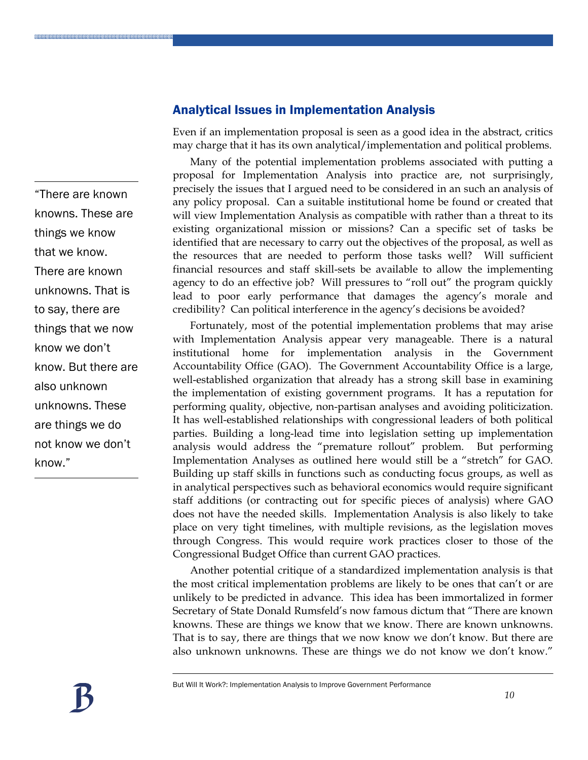## Analytical Issues in Implementation Analysis

Even if an implementation proposal is seen as a good idea in the abstract, critics may charge that it has its own analytical/implementation and political problems.

Many of the potential implementation problems associated with putting a proposal for Implementation Analysis into practice are, not surprisingly, precisely the issues that I argued need to be considered in an such an analysis of any policy proposal. Can a suitable institutional home be found or created that will view Implementation Analysis as compatible with rather than a threat to its existing organizational mission or missions? Can a specific set of tasks be identified that are necessary to carry out the objectives of the proposal, as well as the resources that are needed to perform those tasks well? Will sufficient financial resources and staff skill-sets be available to allow the implementing agency to do an effective job? Will pressures to "roll out" the program quickly lead to poor early performance that damages the agency's morale and credibility? Can political interference in the agency's decisions be avoided?

> "There are known knowns. These are things we know that we know. There are known unknowns. That is to say, there are things that we now know we don't know. But there are also unknown unknowns. These are things we do not know we don't know."

Fortunately, most of the potential implementation problems that may arise with Implementation Analysis appear very manageable. There is a natural institutional home for implementation analysis in the Government Accountability Office (GAO). The Government Accountability Office is a large, well-established organization that already has a strong skill base in examining the implementation of existing government programs. It has a reputation for performing quality, objective, non-partisan analyses and avoiding politicization. It has well-established relationships with congressional leaders of both political parties. Building a long-lead time into legislation setting up implementation analysis would address the "premature rollout" problem. But performing Implementation Analyses as outlined here would still be a "stretch" for GAO. Building up staff skills in functions such as conducting focus groups, as well as in analytical perspectives such as behavioral economics would require significant staff additions (or contracting out for specific pieces of analysis) where GAO does not have the needed skills. Implementation Analysis is also likely to take place on very tight timelines, with multiple revisions, as the legislation moves through Congress. This would require work practices closer to those of the Congressional Budget Office than current GAO practices.

Another potential critique of a standardized implementation analysis is that the most critical implementation problems are likely to be ones that can't or are unlikely to be predicted in advance. This idea has been immortalized in former Secretary of State Donald Rumsfeld's now famous dictum that "There are known knowns. These are things we know that we know. There are known unknowns. That is to say, there are things that we now know we don't know. But there are also unknown unknowns. These are things we do not know we don't know."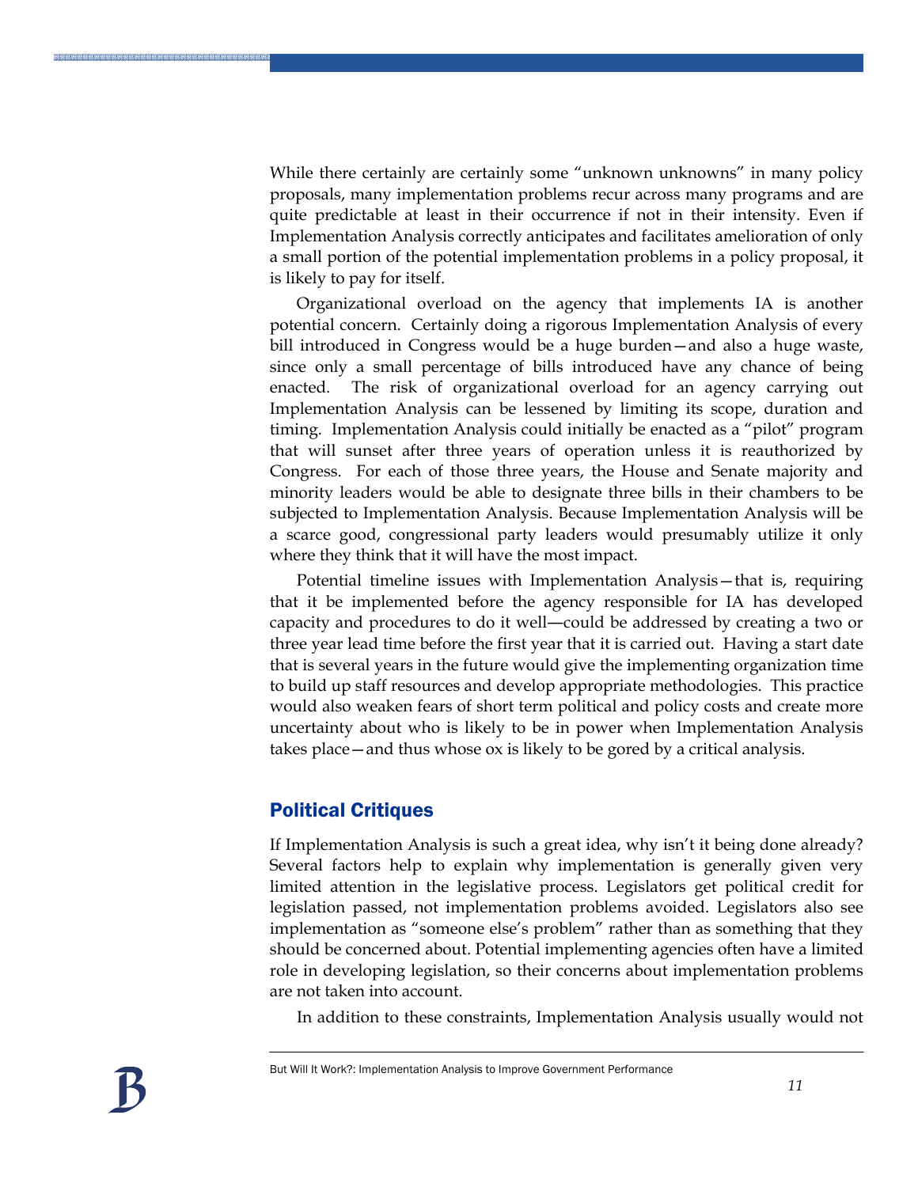While there certainly are certainly some "unknown unknowns" in many policy proposals, many implementation problems recur across many programs and are quite predictable at least in their occurrence if not in their intensity. Even if Implementation Analysis correctly anticipates and facilitates amelioration of only a small portion of the potential implementation problems in a policy proposal, it is likely to pay for itself.

Organizational overload on the agency that implements IA is another potential concern. Certainly doing a rigorous Implementation Analysis of every bill introduced in Congress would be a huge burden—and also a huge waste, since only a small percentage of bills introduced have any chance of being enacted. The risk of organizational overload for an agency carrying out Implementation Analysis can be lessened by limiting its scope, duration and timing. Implementation Analysis could initially be enacted as a "pilot" program that will sunset after three years of operation unless it is reauthorized by Congress. For each of those three years, the House and Senate majority and minority leaders would be able to designate three bills in their chambers to be subjected to Implementation Analysis. Because Implementation Analysis will be a scarce good, congressional party leaders would presumably utilize it only where they think that it will have the most impact.

Potential timeline issues with Implementation Analysis—that is, requiring that it be implemented before the agency responsible for IA has developed capacity and procedures to do it well—could be addressed by creating a two or three year lead time before the first year that it is carried out. Having a start date that is several years in the future would give the implementing organization time to build up staff resources and develop appropriate methodologies. This practice would also weaken fears of short term political and policy costs and create more uncertainty about who is likely to be in power when Implementation Analysis takes place—and thus whose ox is likely to be gored by a critical analysis.

## Political Critiques

If Implementation Analysis is such a great idea, why isn't it being done already? Several factors help to explain why implementation is generally given very limited attention in the legislative process. Legislators get political credit for legislation passed, not implementation problems avoided. Legislators also see implementation as "someone else's problem" rather than as something that they should be concerned about. Potential implementing agencies often have a limited role in developing legislation, so their concerns about implementation problems are not taken into account.

In addition to these constraints, Implementation Analysis usually would not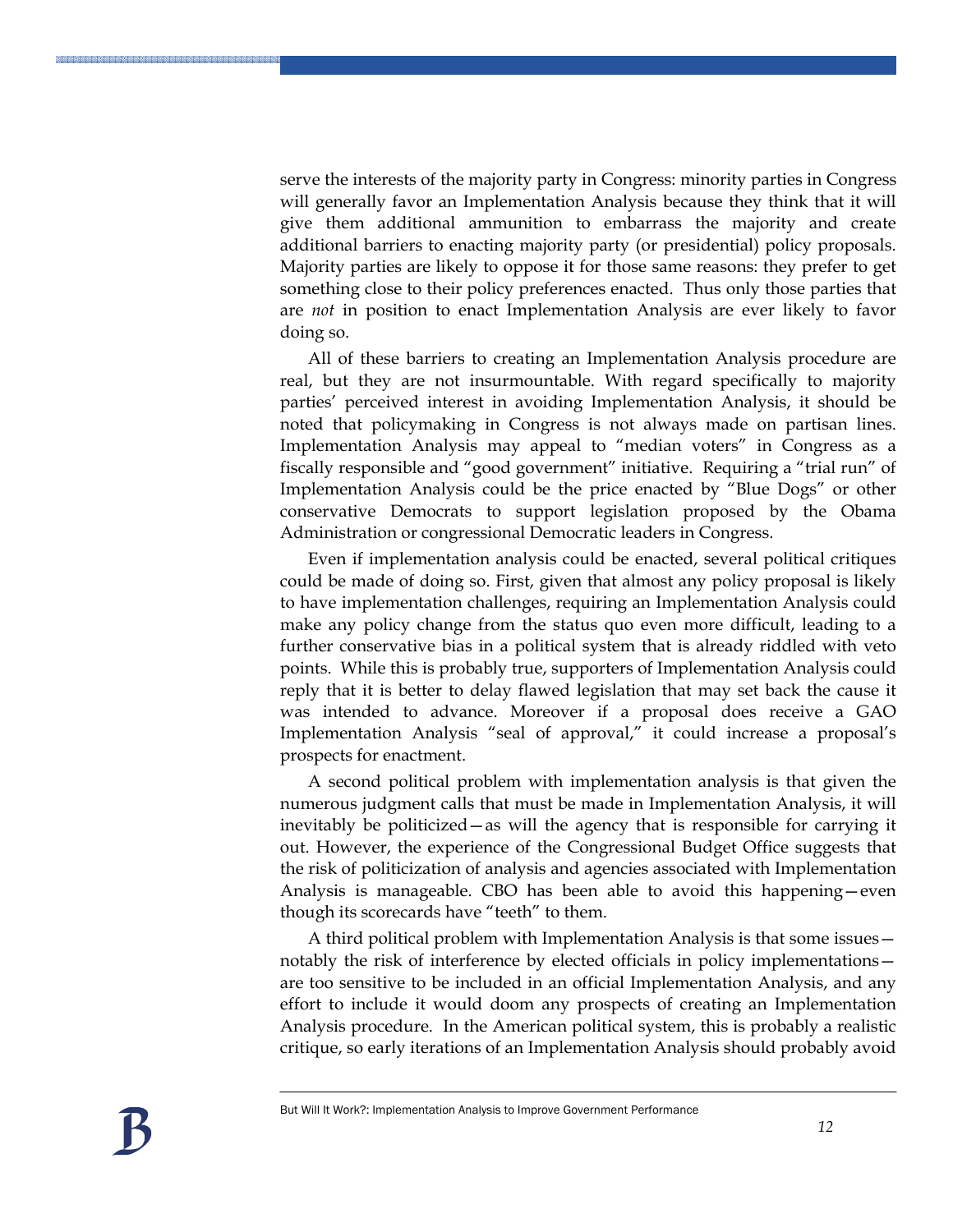serve the interests of the majority party in Congress: minority parties in Congress will generally favor an Implementation Analysis because they think that it will give them additional ammunition to embarrass the majority and create additional barriers to enacting majority party (or presidential) policy proposals. Majority parties are likely to oppose it for those same reasons: they prefer to get something close to their policy preferences enacted. Thus only those parties that are *not* in position to enact Implementation Analysis are ever likely to favor doing so.

All of these barriers to creating an Implementation Analysis procedure are real, but they are not insurmountable. With regard specifically to majority parties' perceived interest in avoiding Implementation Analysis, it should be noted that policymaking in Congress is not always made on partisan lines. Implementation Analysis may appeal to "median voters" in Congress as a fiscally responsible and "good government" initiative. Requiring a "trial run" of Implementation Analysis could be the price enacted by "Blue Dogs" or other conservative Democrats to support legislation proposed by the Obama Administration or congressional Democratic leaders in Congress.

Even if implementation analysis could be enacted, several political critiques could be made of doing so. First, given that almost any policy proposal is likely to have implementation challenges, requiring an Implementation Analysis could make any policy change from the status quo even more difficult, leading to a further conservative bias in a political system that is already riddled with veto points. While this is probably true, supporters of Implementation Analysis could reply that it is better to delay flawed legislation that may set back the cause it was intended to advance. Moreover if a proposal does receive a GAO Implementation Analysis "seal of approval," it could increase a proposal's prospects for enactment.

A second political problem with implementation analysis is that given the numerous judgment calls that must be made in Implementation Analysis, it will inevitably be politicized—as will the agency that is responsible for carrying it out. However, the experience of the Congressional Budget Office suggests that the risk of politicization of analysis and agencies associated with Implementation Analysis is manageable. CBO has been able to avoid this happening—even though its scorecards have "teeth" to them.

A third political problem with Implementation Analysis is that some issues—notably the risk of interference by elected officials in policy implementations—are too sensitive to be included in an official Implementation Analysis, and any effort to include it would doom any prospects of creating an Implementation Analysis procedure. In the American political system, this is probably a realistic critique, so early iterations of an Implementation Analysis should probably avoid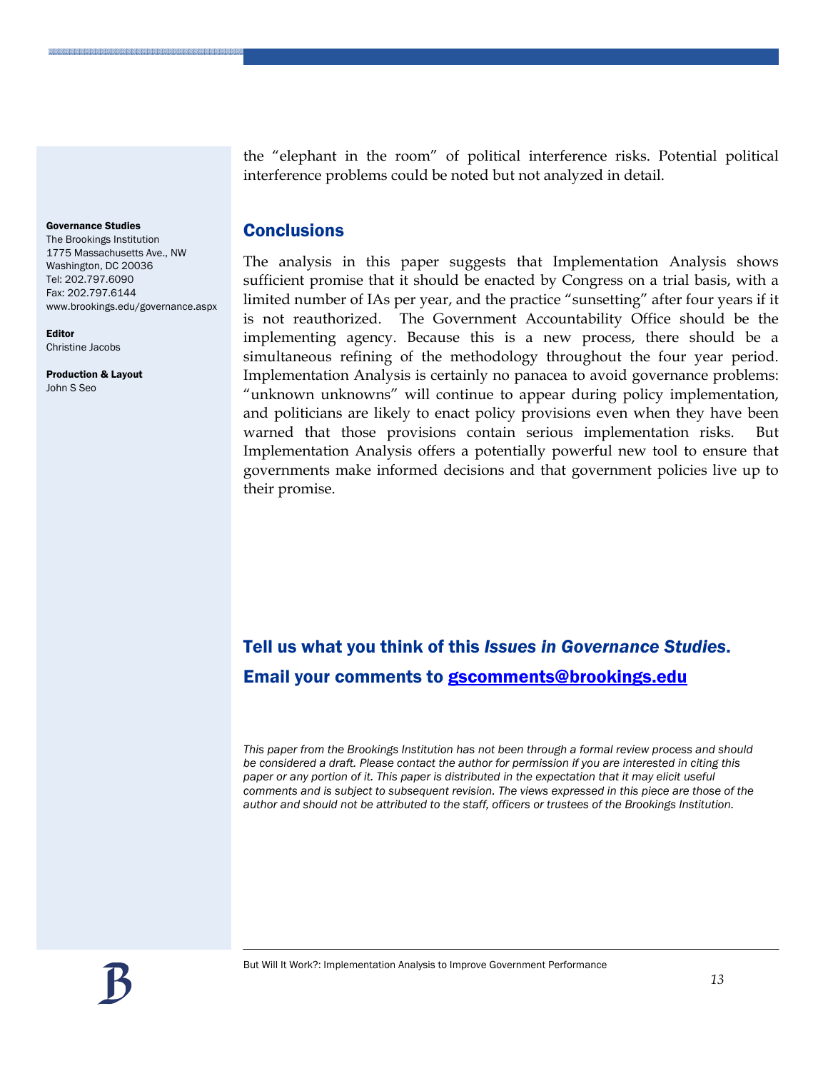the "elephant in the room" of political interference risks. Potential political interference problems could be noted but not analyzed in detail.

**Governance Studies**
The Brookings Institution
1775 Massachusetts Ave., NW
Washington, DC 20036
Tel: 202.797.6090
Fax: 202.797.6144
www.brookings.edu/governance.aspx

**Editor**
Christine Jacobs

**Production & Layout**
John S Seo

## Conclusions

The analysis in this paper suggests that Implementation Analysis shows sufficient promise that it should be enacted by Congress on a trial basis, with a limited number of IAs per year, and the practice "sunsetting" after four years if it is not reauthorized. The Government Accountability Office should be the implementing agency. Because this is a new process, there should be a simultaneous refining of the methodology throughout the four year period. Implementation Analysis is certainly no panacea to avoid governance problems: "unknown unknowns" will continue to appear during policy implementation, and politicians are likely to enact policy provisions even when they have been warned that those provisions contain serious implementation risks. But Implementation Analysis offers a potentially powerful new tool to ensure that governments make informed decisions and that government policies live up to their promise.

### Tell us what you think of this *Issues in Governance Studies*.

### Email your comments to gscomments@brookings.edu

*This paper from the Brookings Institution has not been through a formal review process and should be considered a draft. Please contact the author for permission if you are interested in citing this paper or any portion of it. This paper is distributed in the expectation that it may elicit useful comments and is subject to subsequent revision. The views expressed in this piece are those of the author and should not be attributed to the staff, officers or trustees of the Brookings Institution.*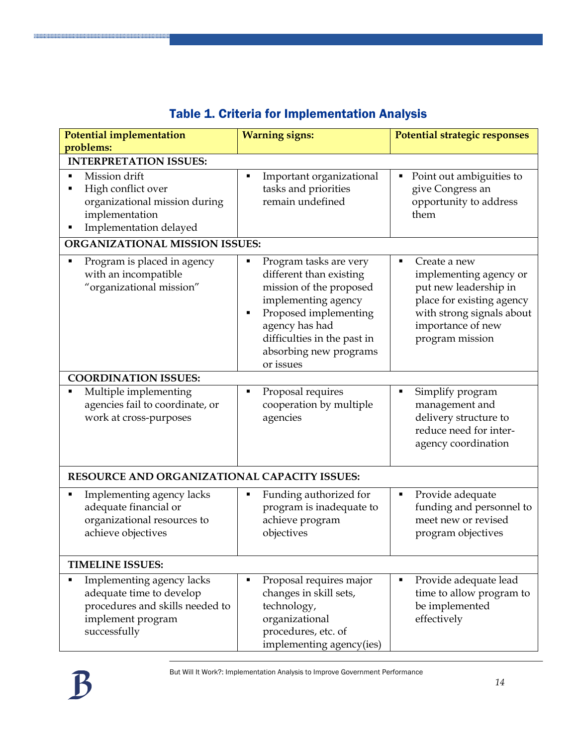## Table 1. Criteria for Implementation Analysis

| Potential implementation problems: | Warning signs: | Potential strategic responses |
|---|---|---|
| **INTERPRETATION ISSUES:** | | |
| ▪ Mission drift<br>▪ High conflict over organizational mission during implementation<br>▪ Implementation delayed | ▪ Important organizational tasks and priorities remain undefined | ▪ Point out ambiguities to give Congress an opportunity to address them |
| **ORGANIZATIONAL MISSION ISSUES:** | | |
| ▪ Program is placed in agency with an incompatible "organizational mission" | ▪ Program tasks are very different than existing mission of the proposed implementing agency<br>▪ Proposed implementing agency has had difficulties in the past in absorbing new programs or issues | ▪ Create a new implementing agency or put new leadership in place for existing agency with strong signals about importance of new program mission |
| **COORDINATION ISSUES:** | | |
| ▪ Multiple implementing agencies fail to coordinate, or work at cross-purposes | ▪ Proposal requires cooperation by multiple agencies | ▪ Simplify program management and delivery structure to reduce need for inter-agency coordination |
| **RESOURCE AND ORGANIZATIONAL CAPACITY ISSUES:** | | |
| ▪ Implementing agency lacks adequate financial or organizational resources to achieve objectives | ▪ Funding authorized for program is inadequate to achieve program objectives | ▪ Provide adequate funding and personnel to meet new or revised program objectives |
| **TIMELINE ISSUES:** | | |
| ▪ Implementing agency lacks adequate time to develop procedures and skills needed to implement program successfully | ▪ Proposal requires major changes in skill sets, technology, organizational procedures, etc. of implementing agency(ies) | ▪ Provide adequate lead time to allow program to be implemented effectively |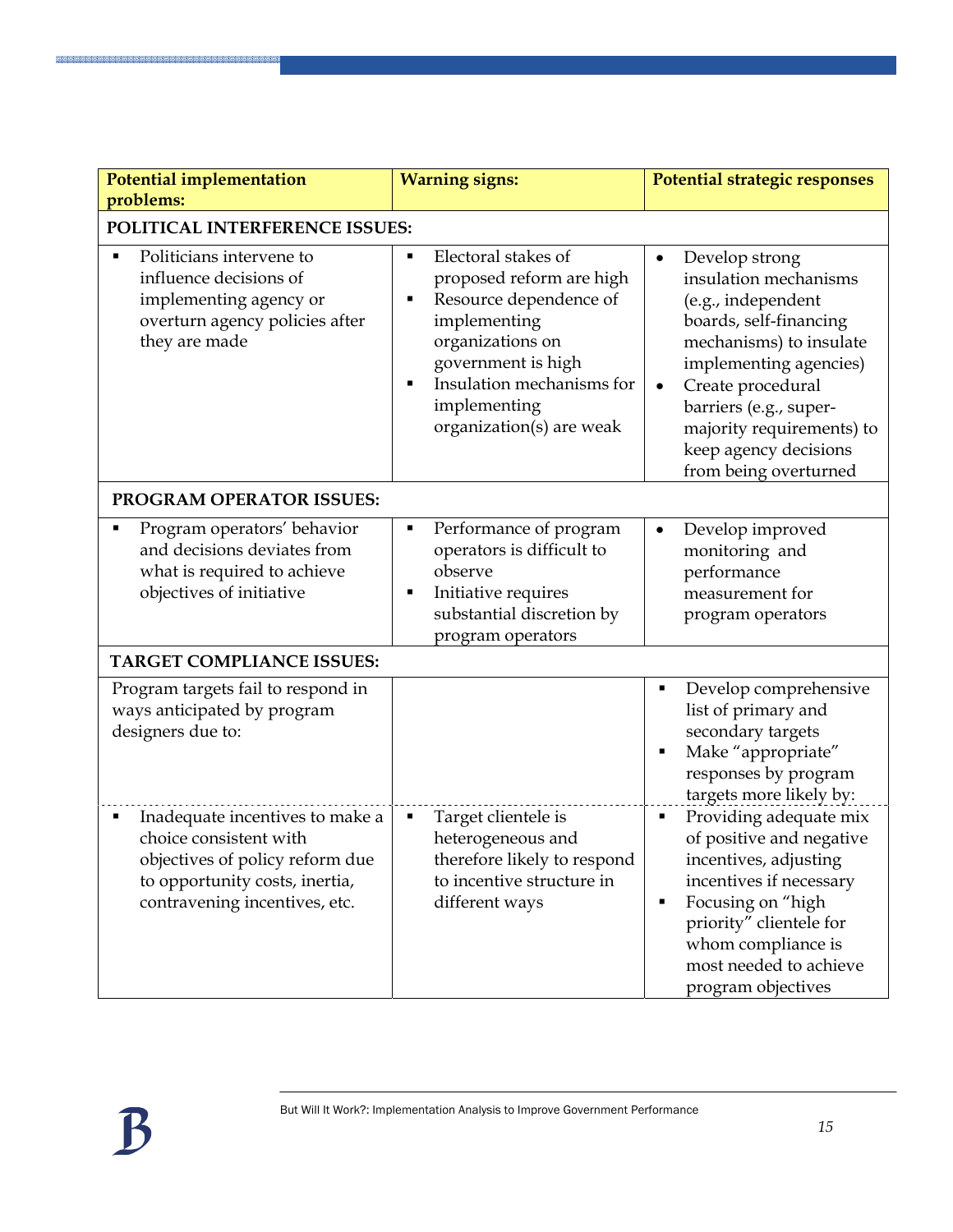| Potential implementation problems: | Warning signs: | Potential strategic responses |
|---|---|---|
| **POLITICAL INTERFERENCE ISSUES:** | | |
| ▪ Politicians intervene to influence decisions of implementing agency or overturn agency policies after they are made | ▪ Electoral stakes of proposed reform are high<br>▪ Resource dependence of implementing organizations on government is high<br>▪ Insulation mechanisms for implementing organization(s) are weak | • Develop strong insulation mechanisms (e.g., independent boards, self-financing mechanisms) to insulate implementing agencies)<br>• Create procedural barriers (e.g., super-majority requirements) to keep agency decisions from being overturned |
| **PROGRAM OPERATOR ISSUES:** | | |
| ▪ Program operators' behavior and decisions deviates from what is required to achieve objectives of initiative | ▪ Performance of program operators is difficult to observe<br>▪ Initiative requires substantial discretion by program operators | • Develop improved monitoring and performance measurement for program operators |
| **TARGET COMPLIANCE ISSUES:** | | |
| Program targets fail to respond in ways anticipated by program designers due to: | | ▪ Develop comprehensive list of primary and secondary targets<br>▪ Make "appropriate" responses by program targets more likely by: |
| ▪ Inadequate incentives to make a choice consistent with objectives of policy reform due to opportunity costs, inertia, contravening incentives, etc. | ▪ Target clientele is heterogeneous and therefore likely to respond to incentive structure in different ways | ▪ Providing adequate mix of positive and negative incentives, adjusting incentives if necessary<br>▪ Focusing on "high priority" clientele for whom compliance is most needed to achieve program objectives |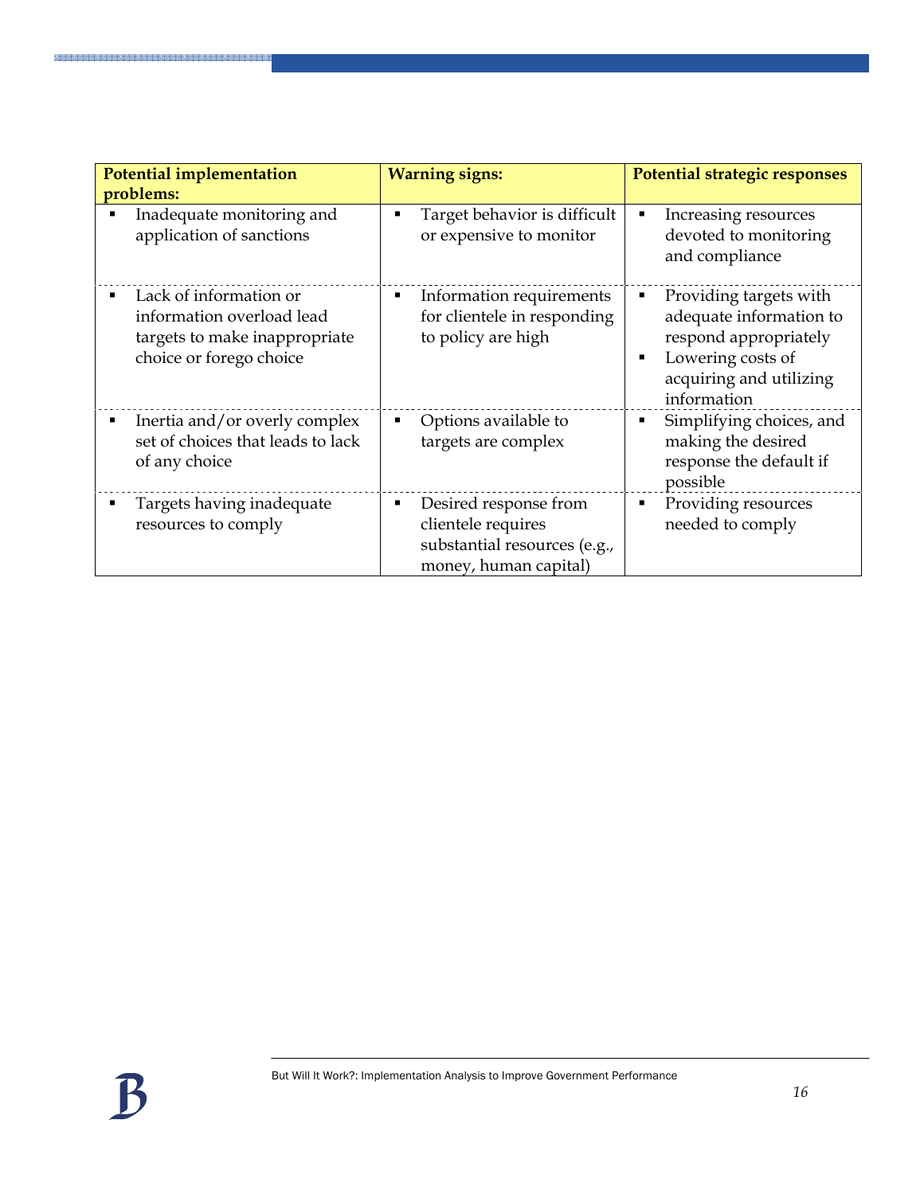| Potential implementation problems: | Warning signs: | Potential strategic responses |
|---|---|---|
| ▪ Inadequate monitoring and application of sanctions | ▪ Target behavior is difficult or expensive to monitor | ▪ Increasing resources devoted to monitoring and compliance |
| ▪ Lack of information or information overload lead targets to make inappropriate choice or forego choice | ▪ Information requirements for clientele in responding to policy are high | ▪ Providing targets with adequate information to respond appropriately<br>▪ Lowering costs of acquiring and utilizing information |
| ▪ Inertia and/or overly complex set of choices that leads to lack of any choice | ▪ Options available to targets are complex | ▪ Simplifying choices, and making the desired response the default if possible |
| ▪ Targets having inadequate resources to comply | ▪ Desired response from clientele requires substantial resources (e.g., money, human capital) | ▪ Providing resources needed to comply |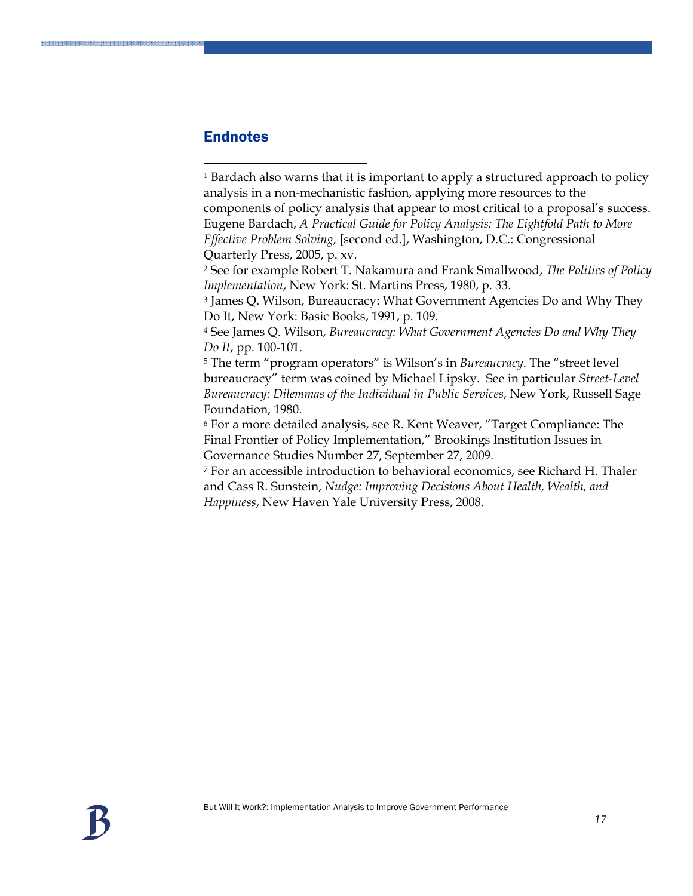## Endnotes

[1] Bardach also warns that it is important to apply a structured approach to policy analysis in a non-mechanistic fashion, applying more resources to the components of policy analysis that appear to most critical to a proposal's success. Eugene Bardach, *A Practical Guide for Policy Analysis: The Eightfold Path to More Effective Problem Solving,* [second ed.], Washington, D.C.: Congressional Quarterly Press, 2005, p. xv.

[2] See for example Robert T. Nakamura and Frank Smallwood, *The Politics of Policy Implementation*, New York: St. Martins Press, 1980, p. 33.

[3] James Q. Wilson, Bureaucracy: What Government Agencies Do and Why They Do It, New York: Basic Books, 1991, p. 109.

[4] See James Q. Wilson, *Bureaucracy: What Government Agencies Do and Why They Do It*, pp. 100-101.

[5] The term "program operators" is Wilson's in *Bureaucracy*. The "street level bureaucracy" term was coined by Michael Lipsky. See in particular *Street-Level Bureaucracy: Dilemmas of the Individual in Public Services*, New York, Russell Sage Foundation, 1980.

[6] For a more detailed analysis, see R. Kent Weaver, "Target Compliance: The Final Frontier of Policy Implementation," Brookings Institution Issues in Governance Studies Number 27, September 27, 2009.

[7] For an accessible introduction to behavioral economics, see Richard H. Thaler and Cass R. Sunstein, *Nudge: Improving Decisions About Health, Wealth, and Happiness*, New Haven Yale University Press, 2008.